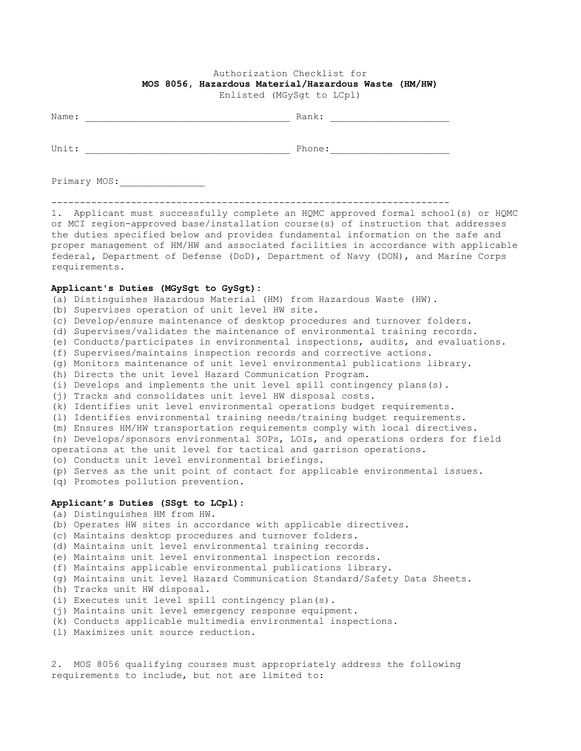Authorization Checklist for
**MOS 8056, Hazardous Material/Hazardous Waste (HM/HW)**
Enlisted (MGySgt to LCpl)

Name: ___________________________________ Rank: ____________________

Unit: ___________________________________ Phone:____________________

Primary MOS:______________

---

1. Applicant must successfully complete an HQMC approved formal school(s) or HQMC or MCI region-approved base/installation course(s) of instruction that addresses the duties specified below and provides fundamental information on the safe and proper management of HM/HW and associated facilities in accordance with applicable federal, Department of Defense (DoD), Department of Navy (DON), and Marine Corps requirements.

**Applicant's Duties (MGySgt to GySgt):**

(a) Distinguishes Hazardous Material (HM) from Hazardous Waste (HW).
(b) Supervises operation of unit level HW site.
(c) Develop/ensure maintenance of desktop procedures and turnover folders.
(d) Supervises/validates the maintenance of environmental training records.
(e) Conducts/participates in environmental inspections, audits, and evaluations.
(f) Supervises/maintains inspection records and corrective actions.
(g) Monitors maintenance of unit level environmental publications library.
(h) Directs the unit level Hazard Communication Program.
(i) Develops and implements the unit level spill contingency plans(s).
(j) Tracks and consolidates unit level HW disposal costs.
(k) Identifies unit level environmental operations budget requirements.
(l) Identifies environmental training needs/training budget requirements.
(m) Ensures HM/HW transportation requirements comply with local directives.
(n) Develops/sponsors environmental SOPs, LOIs, and operations orders for field operations at the unit level for tactical and garrison operations.
(o) Conducts unit level environmental briefings.
(p) Serves as the unit point of contact for applicable environmental issues.
(q) Promotes pollution prevention.

**Applicant's Duties (SSgt to LCpl):**

(a) Distinguishes HM from HW.
(b) Operates HW sites in accordance with applicable directives.
(c) Maintains desktop procedures and turnover folders.
(d) Maintains unit level environmental training records.
(e) Maintains unit level environmental inspection records.
(f) Maintains applicable environmental publications library.
(g) Maintains unit level Hazard Communication Standard/Safety Data Sheets.
(h) Tracks unit HW disposal.
(i) Executes unit level spill contingency plan(s).
(j) Maintains unit level emergency response equipment.
(k) Conducts applicable multimedia environmental inspections.
(l) Maximizes unit source reduction.

2. MOS 8056 qualifying courses must appropriately address the following requirements to include, but not are limited to: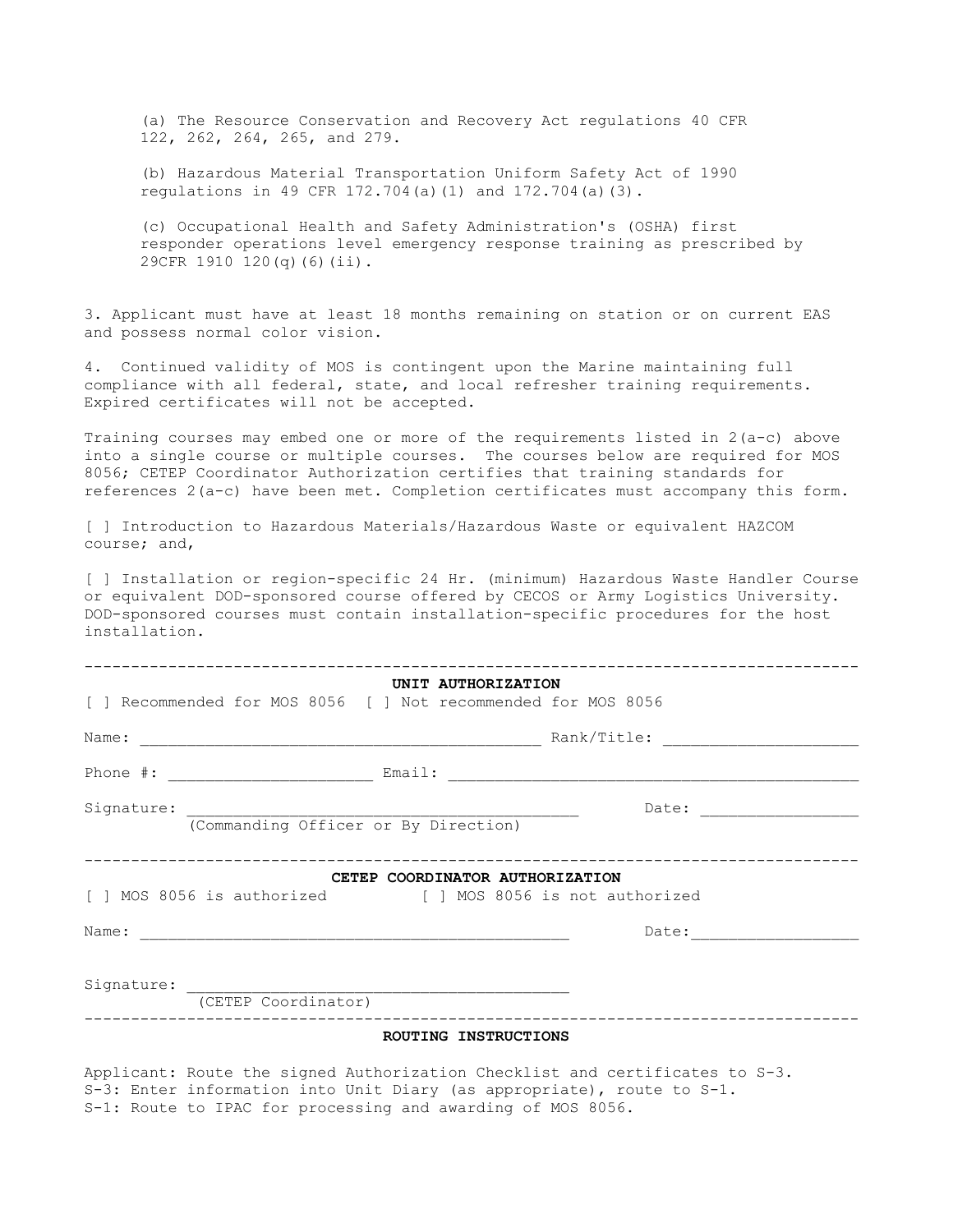(a) The Resource Conservation and Recovery Act regulations 40 CFR 122, 262, 264, 265, and 279.

(b) Hazardous Material Transportation Uniform Safety Act of 1990 regulations in 49 CFR 172.704(a)(1) and 172.704(a)(3).

(c) Occupational Health and Safety Administration's (OSHA) first responder operations level emergency response training as prescribed by 29CFR 1910 120(q)(6)(ii).

3. Applicant must have at least 18 months remaining on station or on current EAS and possess normal color vision.

4. Continued validity of MOS is contingent upon the Marine maintaining full compliance with all federal, state, and local refresher training requirements. Expired certificates will not be accepted.

Training courses may embed one or more of the requirements listed in 2(a-c) above into a single course or multiple courses. The courses below are required for MOS 8056; CETEP Coordinator Authorization certifies that training standards for references 2(a-c) have been met. Completion certificates must accompany this form.

[ ] Introduction to Hazardous Materials/Hazardous Waste or equivalent HAZCOM course; and,

[ ] Installation or region-specific 24 Hr. (minimum) Hazardous Waste Handler Course or equivalent DOD-sponsored course offered by CECOS or Army Logistics University. DOD-sponsored courses must contain installation-specific procedures for the host installation.

---

**UNIT AUTHORIZATION**

[ ] Recommended for MOS 8056 [ ] Not recommended for MOS 8056

Name: ________________________________________ Rank/Title: ____________________

Phone #: _____________________ Email: ____________________________________________

Signature: ________________________________________ Date: ________________
(Commanding Officer or By Direction)

---

**CETEP COORDINATOR AUTHORIZATION**

[ ] MOS 8056 is authorized [ ] MOS 8056 is not authorized

Name: _______________________________________________ Date: _________________

Signature: __________________________________________
(CETEP Coordinator)

---

**ROUTING INSTRUCTIONS**

Applicant: Route the signed Authorization Checklist and certificates to S-3.
S-3: Enter information into Unit Diary (as appropriate), route to S-1.
S-1: Route to IPAC for processing and awarding of MOS 8056.